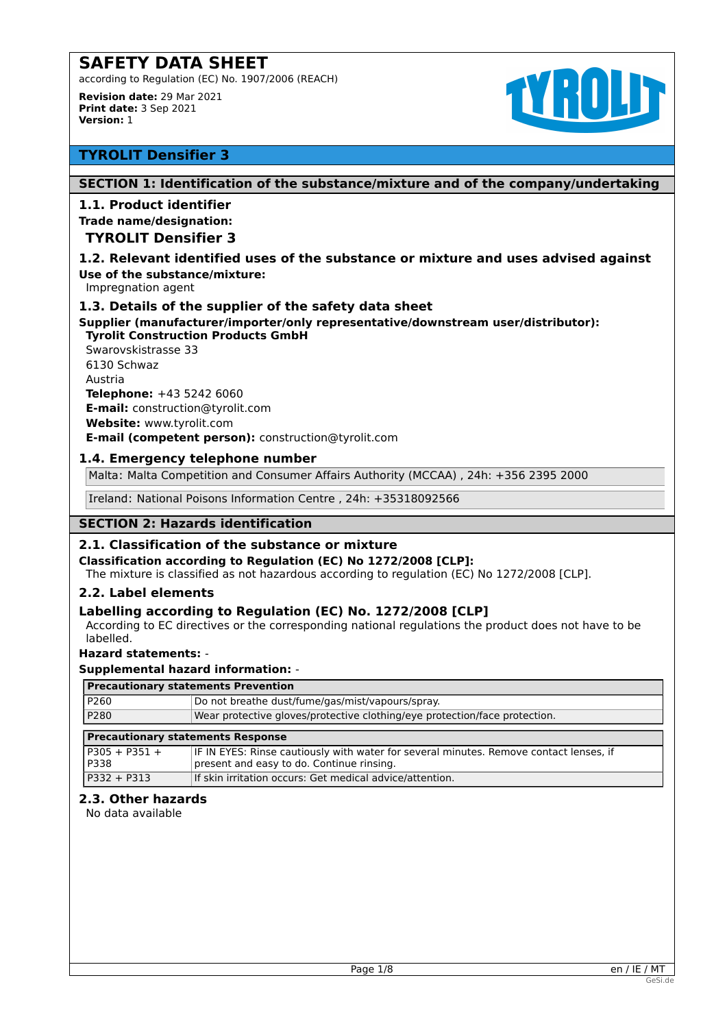# SAFETY DATA SHEET

according to Regulation (EC) No. 1907/2006 (REACH)

**Revision date:** 29 Mar 2021
**Print date:** 3 Sep 2021
**Version:** 1

## TYROLIT Densifier 3

## SECTION 1: Identification of the substance/mixture and of the company/undertaking

### 1.1. Product identifier

**Trade name/designation:**

**TYROLIT Densifier 3**

### 1.2. Relevant identified uses of the substance or mixture and uses advised against

**Use of the substance/mixture:**

Impregnation agent

### 1.3. Details of the supplier of the safety data sheet

**Supplier (manufacturer/importer/only representative/downstream user/distributor):**

**Tyrolit Construction Products GmbH**
Swarovskistrasse 33
6130 Schwaz
Austria
**Telephone:** +43 5242 6060
**E-mail:** construction@tyrolit.com
**Website:** www.tyrolit.com
**E-mail (competent person):** construction@tyrolit.com

### 1.4. Emergency telephone number

Malta: Malta Competition and Consumer Affairs Authority (MCCAA) , 24h: +356 2395 2000

Ireland: National Poisons Information Centre , 24h: +35318092566

## SECTION 2: Hazards identification

### 2.1. Classification of the substance or mixture

**Classification according to Regulation (EC) No 1272/2008 [CLP]:**

The mixture is classified as not hazardous according to regulation (EC) No 1272/2008 [CLP].

### 2.2. Label elements

### Labelling according to Regulation (EC) No. 1272/2008 [CLP]

According to EC directives or the corresponding national regulations the product does not have to be labelled.

**Hazard statements:** -

**Supplemental hazard information:** -

| Precautionary statements Prevention | |
|---|---|
| P260 | Do not breathe dust/fume/gas/mist/vapours/spray. |
| P280 | Wear protective gloves/protective clothing/eye protection/face protection. |

| Precautionary statements Response | |
|---|---|
| P305 + P351 + P338 | IF IN EYES: Rinse cautiously with water for several minutes. Remove contact lenses, if present and easy to do. Continue rinsing. |
| P332 + P313 | If skin irritation occurs: Get medical advice/attention. |

### 2.3. Other hazards

No data available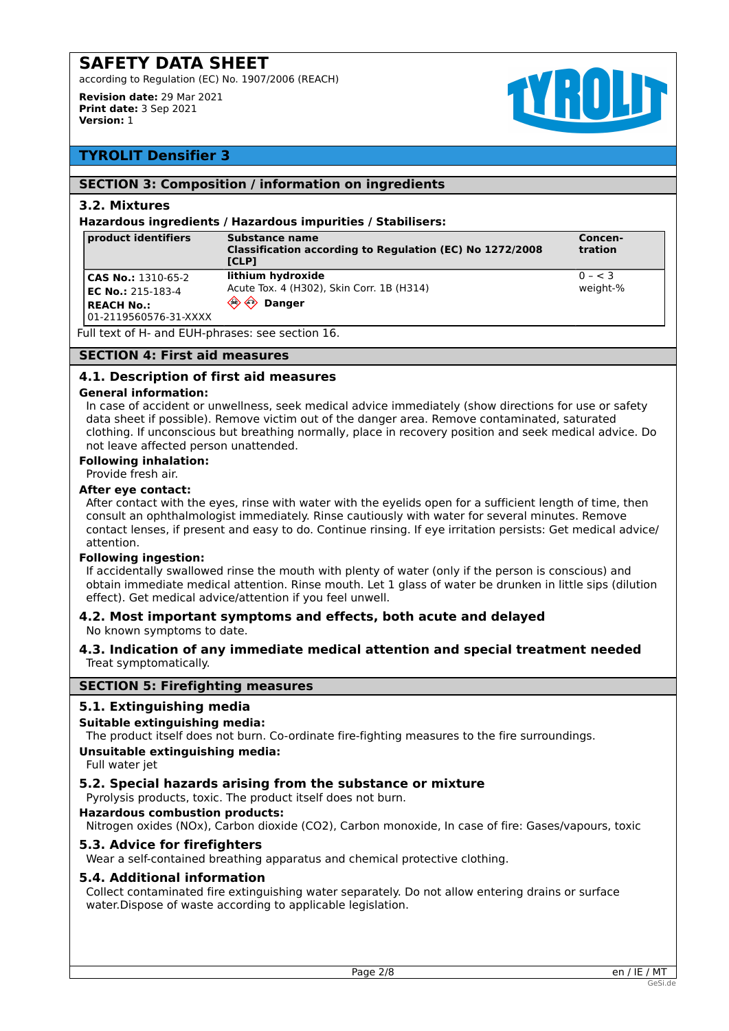# SAFETY DATA SHEET

according to Regulation (EC) No. 1907/2006 (REACH)

**Revision date:** 29 Mar 2021
**Print date:** 3 Sep 2021
**Version:** 1

## TYROLIT Densifier 3

## SECTION 3: Composition / information on ingredients

### 3.2. Mixtures

**Hazardous ingredients / Hazardous impurities / Stabilisers:**

| product identifiers | Substance name<br>Classification according to Regulation (EC) No 1272/2008 [CLP] | Concen-tration |
|---|---|---|
| **CAS No.:** 1310-65-2<br>**EC No.:** 215-183-4<br>**REACH No.:** 01-2119560576-31-XXXX | **lithium hydroxide**<br>Acute Tox. 4 (H302), Skin Corr. 1B (H314)<br>**Danger** | 0 – < 3 weight-% |

Full text of H- and EUH-phrases: see section 16.

## SECTION 4: First aid measures

### 4.1. Description of first aid measures

**General information:**

In case of accident or unwellness, seek medical advice immediately (show directions for use or safety data sheet if possible). Remove victim out of the danger area. Remove contaminated, saturated clothing. If unconscious but breathing normally, place in recovery position and seek medical advice. Do not leave affected person unattended.

**Following inhalation:**

Provide fresh air.

**After eye contact:**

After contact with the eyes, rinse with water with the eyelids open for a sufficient length of time, then consult an ophthalmologist immediately. Rinse cautiously with water for several minutes. Remove contact lenses, if present and easy to do. Continue rinsing. If eye irritation persists: Get medical advice/ attention.

**Following ingestion:**

If accidentally swallowed rinse the mouth with plenty of water (only if the person is conscious) and obtain immediate medical attention. Rinse mouth. Let 1 glass of water be drunken in little sips (dilution effect). Get medical advice/attention if you feel unwell.

### 4.2. Most important symptoms and effects, both acute and delayed

No known symptoms to date.

### 4.3. Indication of any immediate medical attention and special treatment needed

Treat symptomatically.

## SECTION 5: Firefighting measures

### 5.1. Extinguishing media

**Suitable extinguishing media:**

The product itself does not burn. Co-ordinate fire-fighting measures to the fire surroundings.

**Unsuitable extinguishing media:**

Full water jet

### 5.2. Special hazards arising from the substance or mixture

Pyrolysis products, toxic. The product itself does not burn.

**Hazardous combustion products:**

Nitrogen oxides (NOx), Carbon dioxide ($CO_2$), Carbon monoxide, In case of fire: Gases/vapours, toxic

### 5.3. Advice for firefighters

Wear a self-contained breathing apparatus and chemical protective clothing.

### 5.4. Additional information

Collect contaminated fire extinguishing water separately. Do not allow entering drains or surface water.Dispose of waste according to applicable legislation.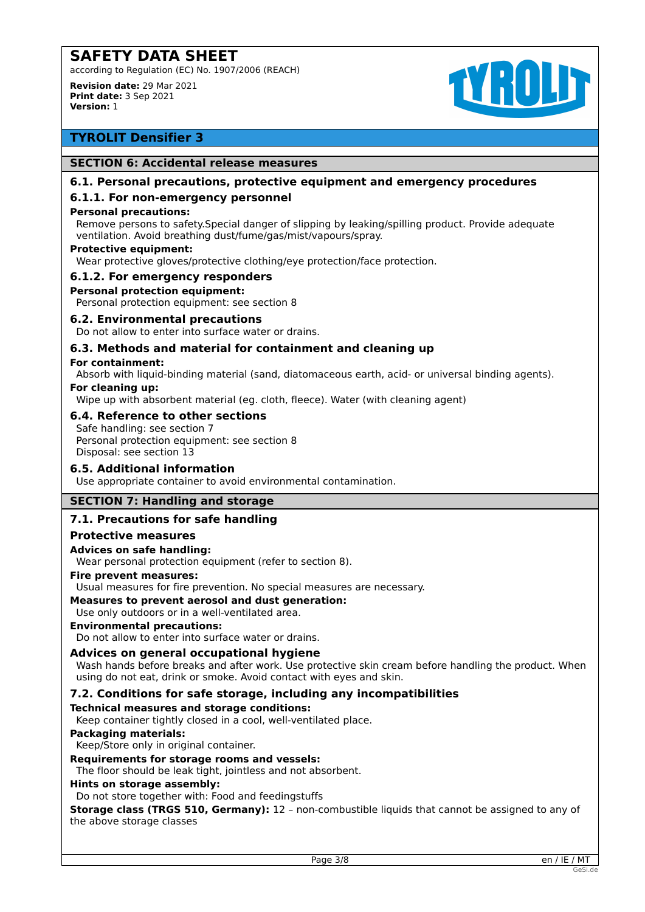## SECTION 6: Accidental release measures

### 6.1. Personal precautions, protective equipment and emergency procedures

#### 6.1.1. For non-emergency personnel

**Personal precautions:**

Remove persons to safety.Special danger of slipping by leaking/spilling product. Provide adequate ventilation. Avoid breathing dust/fume/gas/mist/vapours/spray.

**Protective equipment:**

Wear protective gloves/protective clothing/eye protection/face protection.

#### 6.1.2. For emergency responders

**Personal protection equipment:**

Personal protection equipment: see section 8

### 6.2. Environmental precautions

Do not allow to enter into surface water or drains.

### 6.3. Methods and material for containment and cleaning up

**For containment:**

Absorb with liquid-binding material (sand, diatomaceous earth, acid- or universal binding agents).

**For cleaning up:**

Wipe up with absorbent material (eg. cloth, fleece). Water (with cleaning agent)

### 6.4. Reference to other sections

Safe handling: see section 7
Personal protection equipment: see section 8
Disposal: see section 13

### 6.5. Additional information

Use appropriate container to avoid environmental contamination.

## SECTION 7: Handling and storage

### 7.1. Precautions for safe handling

#### Protective measures

**Advices on safe handling:**

Wear personal protection equipment (refer to section 8).

**Fire prevent measures:**

Usual measures for fire prevention. No special measures are necessary.

**Measures to prevent aerosol and dust generation:**

Use only outdoors or in a well-ventilated area.

**Environmental precautions:**

Do not allow to enter into surface water or drains.

#### Advices on general occupational hygiene

Wash hands before breaks and after work. Use protective skin cream before handling the product. When using do not eat, drink or smoke. Avoid contact with eyes and skin.

### 7.2. Conditions for safe storage, including any incompatibilities

**Technical measures and storage conditions:**

Keep container tightly closed in a cool, well-ventilated place.

**Packaging materials:**

Keep/Store only in original container.

**Requirements for storage rooms and vessels:**

The floor should be leak tight, jointless and not absorbent.

**Hints on storage assembly:**

Do not store together with: Food and feedingstuffs

**Storage class (TRGS 510, Germany):** 12 – non-combustible liquids that cannot be assigned to any of the above storage classes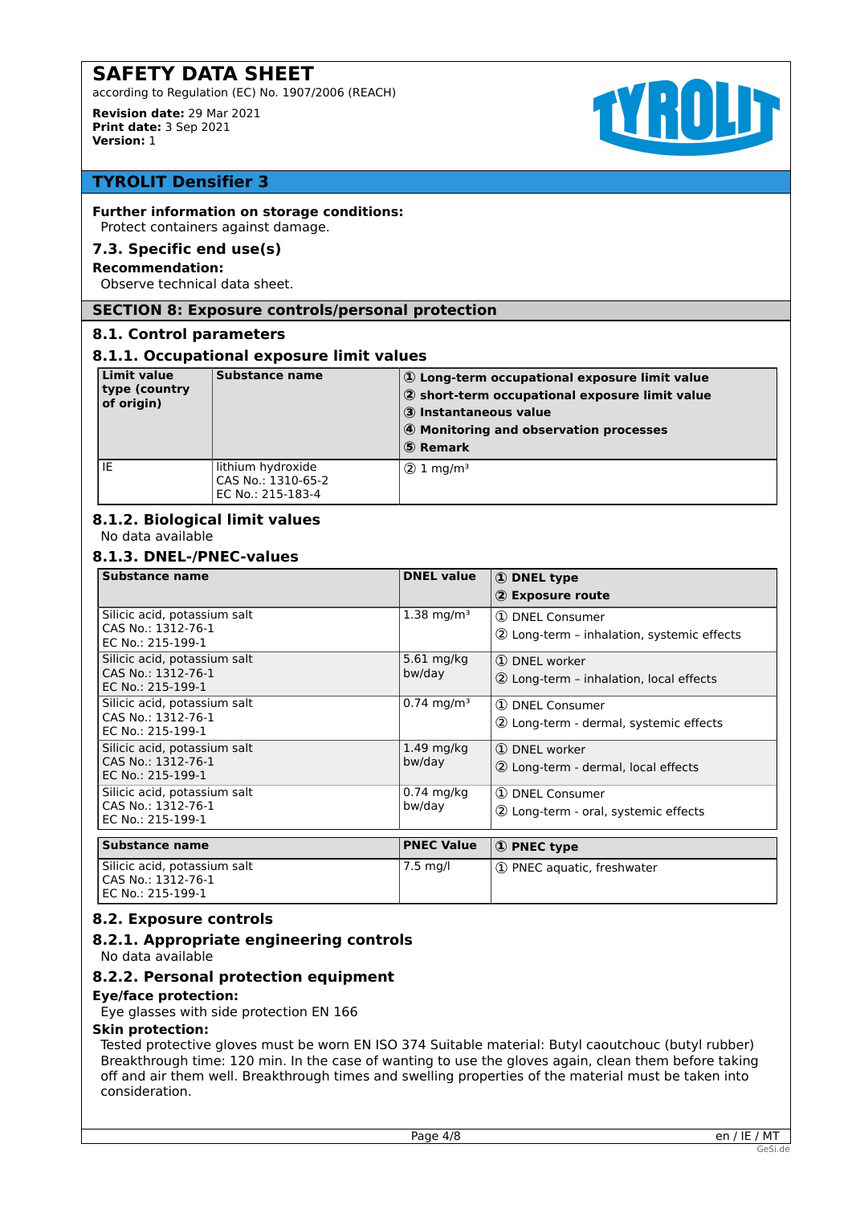**Further information on storage conditions:**

Protect containers against damage.

### 7.3. Specific end use(s)

**Recommendation:**

Observe technical data sheet.

## SECTION 8: Exposure controls/personal protection

### 8.1. Control parameters

### 8.1.1. Occupational exposure limit values

| Limit value type (country of origin) | Substance name | ① Long-term occupational exposure limit value<br>② short-term occupational exposure limit value<br>③ Instantaneous value<br>④ Monitoring and observation processes<br>⑤ Remark |
|---|---|---|
| IE | lithium hydroxide<br>CAS No.: 1310-65-2<br>EC No.: 215-183-4 | ② 1 mg/m³ |

### 8.1.2. Biological limit values

No data available

### 8.1.3. DNEL-/PNEC-values

| Substance name | DNEL value | ① DNEL type<br>② Exposure route |
|---|---|---|
| Silicic acid, potassium salt<br>CAS No.: 1312-76-1<br>EC No.: 215-199-1 | 1.38 mg/m³ | ① DNEL Consumer<br>② Long-term – inhalation, systemic effects |
| Silicic acid, potassium salt<br>CAS No.: 1312-76-1<br>EC No.: 215-199-1 | 5.61 mg/kg bw/day | ① DNEL worker<br>② Long-term – inhalation, local effects |
| Silicic acid, potassium salt<br>CAS No.: 1312-76-1<br>EC No.: 215-199-1 | 0.74 mg/m³ | ① DNEL Consumer<br>② Long-term - dermal, systemic effects |
| Silicic acid, potassium salt<br>CAS No.: 1312-76-1<br>EC No.: 215-199-1 | 1.49 mg/kg bw/day | ① DNEL worker<br>② Long-term - dermal, local effects |
| Silicic acid, potassium salt<br>CAS No.: 1312-76-1<br>EC No.: 215-199-1 | 0.74 mg/kg bw/day | ① DNEL Consumer<br>② Long-term - oral, systemic effects |

| Substance name | PNEC Value | ① PNEC type |
|---|---|---|
| Silicic acid, potassium salt<br>CAS No.: 1312-76-1<br>EC No.: 215-199-1 | 7.5 mg/l | ① PNEC aquatic, freshwater |

### 8.2. Exposure controls

### 8.2.1. Appropriate engineering controls

No data available

### 8.2.2. Personal protection equipment

**Eye/face protection:**

Eye glasses with side protection EN 166

**Skin protection:**

Tested protective gloves must be worn EN ISO 374 Suitable material: Butyl caoutchouc (butyl rubber) Breakthrough time: 120 min. In the case of wanting to use the gloves again, clean them before taking off and air them well. Breakthrough times and swelling properties of the material must be taken into consideration.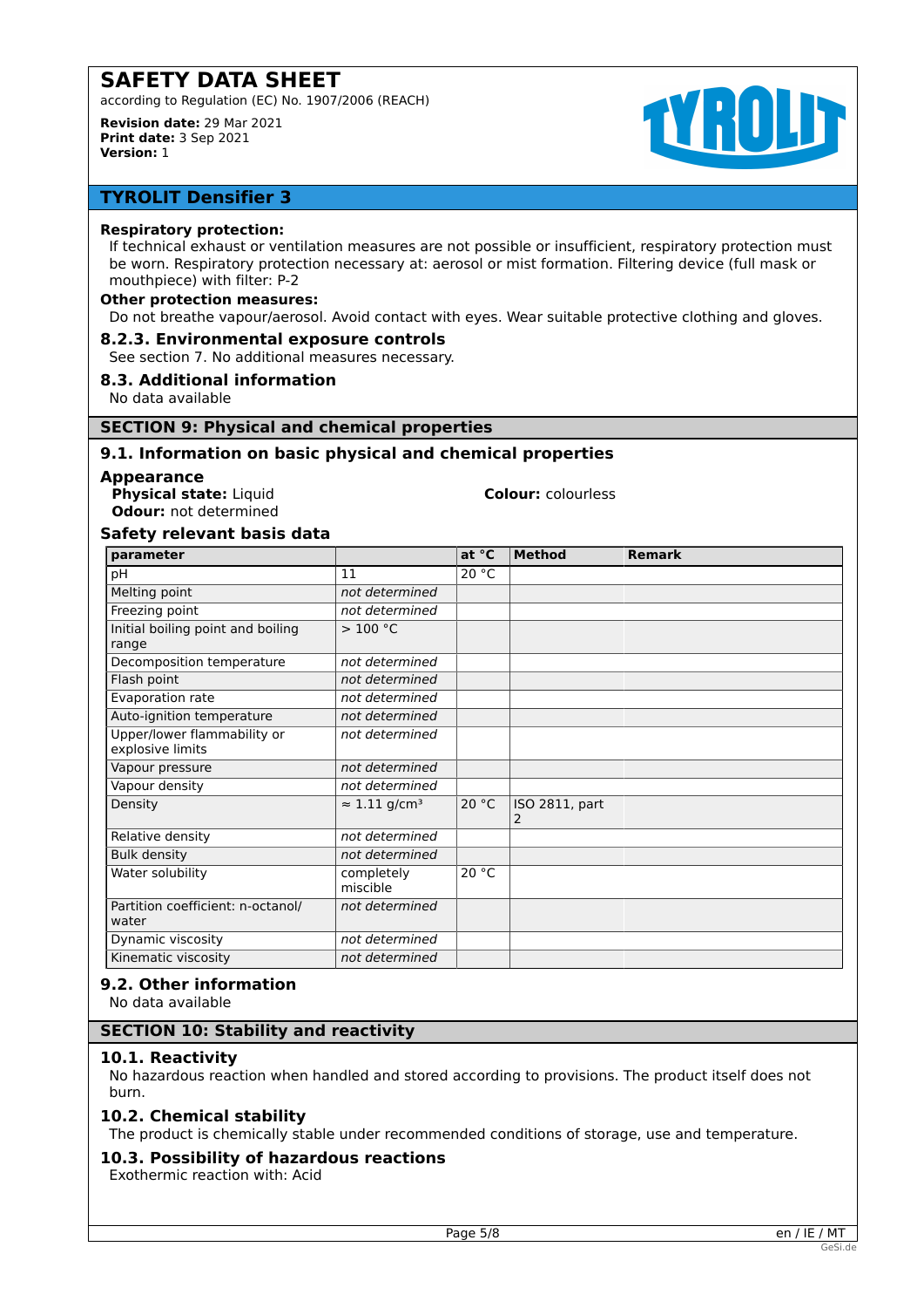**Respiratory protection:**

If technical exhaust or ventilation measures are not possible or insufficient, respiratory protection must be worn. Respiratory protection necessary at: aerosol or mist formation. Filtering device (full mask or mouthpiece) with filter: P-2

**Other protection measures:**

Do not breathe vapour/aerosol. Avoid contact with eyes. Wear suitable protective clothing and gloves.

### 8.2.3. Environmental exposure controls

See section 7. No additional measures necessary.

### 8.3. Additional information

No data available

## SECTION 9: Physical and chemical properties

### 9.1. Information on basic physical and chemical properties

**Appearance**

**Physical state:** Liquid

**Colour:** colourless

**Odour:** not determined

**Safety relevant basis data**

| parameter | | at °C | Method | Remark |
|---|---|---|---|---|
| pH | 11 | 20 °C | | |
| Melting point | *not determined* | | | |
| Freezing point | *not determined* | | | |
| Initial boiling point and boiling range | > 100 °C | | | |
| Decomposition temperature | *not determined* | | | |
| Flash point | *not determined* | | | |
| Evaporation rate | *not determined* | | | |
| Auto-ignition temperature | *not determined* | | | |
| Upper/lower flammability or explosive limits | *not determined* | | | |
| Vapour pressure | *not determined* | | | |
| Vapour density | *not determined* | | | |
| Density | ≈ 1.11 g/cm³ | 20 °C | ISO 2811, part 2 | |
| Relative density | *not determined* | | | |
| Bulk density | *not determined* | | | |
| Water solubility | completely miscible | 20 °C | | |
| Partition coefficient: n-octanol/water | *not determined* | | | |
| Dynamic viscosity | *not determined* | | | |
| Kinematic viscosity | *not determined* | | | |

### 9.2. Other information

No data available

## SECTION 10: Stability and reactivity

### 10.1. Reactivity

No hazardous reaction when handled and stored according to provisions. The product itself does not burn.

### 10.2. Chemical stability

The product is chemically stable under recommended conditions of storage, use and temperature.

### 10.3. Possibility of hazardous reactions

Exothermic reaction with: Acid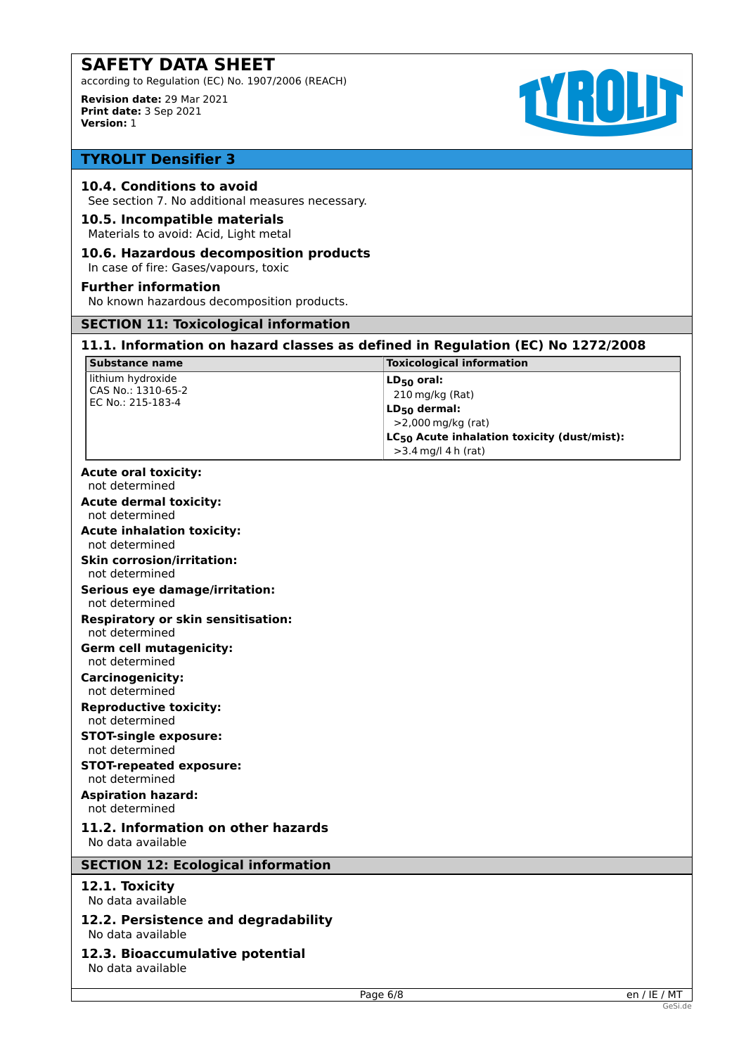### 10.4. Conditions to avoid

See section 7. No additional measures necessary.

### 10.5. Incompatible materials

Materials to avoid: Acid, Light metal

### 10.6. Hazardous decomposition products

In case of fire: Gases/vapours, toxic

### Further information

No known hazardous decomposition products.

## SECTION 11: Toxicological information

### 11.1. Information on hazard classes as defined in Regulation (EC) No 1272/2008

| Substance name | Toxicological information |
|---|---|
| lithium hydroxide<br>CAS No.: 1310-65-2<br>EC No.: 215-183-4 | **$LD_{50}$ oral:**<br>210 mg/kg (Rat)<br>**$LD_{50}$ dermal:**<br>>2,000 mg/kg (rat)<br>**$LC_{50}$ Acute inhalation toxicity (dust/mist):**<br>>3.4 mg/l 4 h (rat) |

**Acute oral toxicity:**
not determined

**Acute dermal toxicity:**
not determined

**Acute inhalation toxicity:**
not determined

**Skin corrosion/irritation:**
not determined

**Serious eye damage/irritation:**
not determined

**Respiratory or skin sensitisation:**
not determined

**Germ cell mutagenicity:**
not determined

**Carcinogenicity:**
not determined

**Reproductive toxicity:**
not determined

**STOT-single exposure:**
not determined

**STOT-repeated exposure:**
not determined

**Aspiration hazard:**
not determined

### 11.2. Information on other hazards

No data available

## SECTION 12: Ecological information

### 12.1. Toxicity

No data available

### 12.2. Persistence and degradability

No data available

### 12.3. Bioaccumulative potential

No data available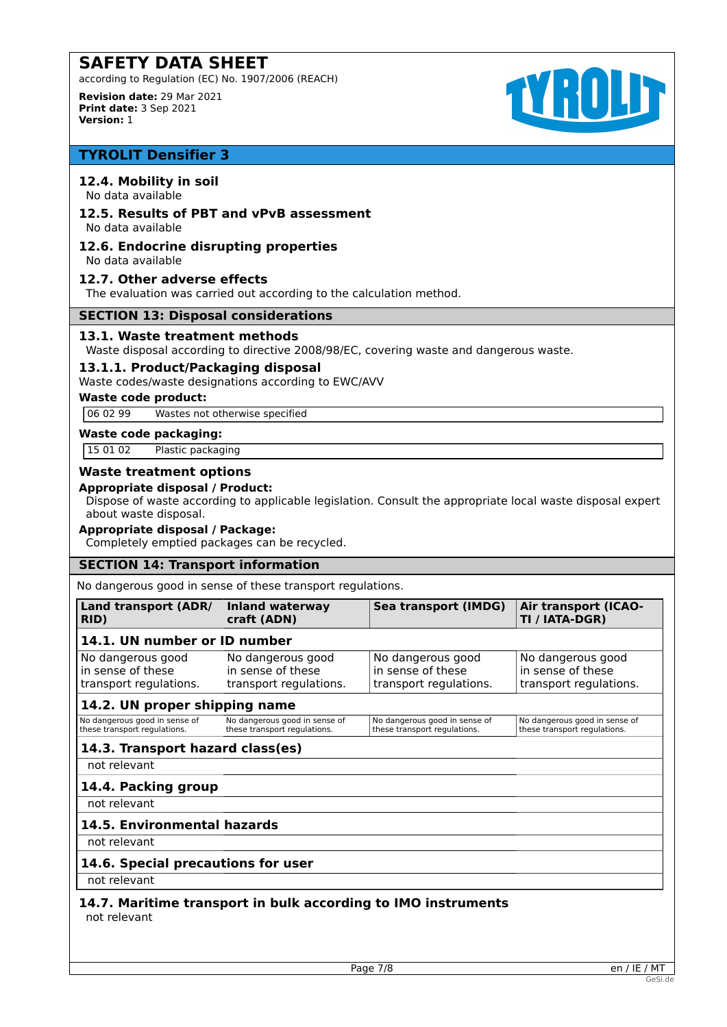## 12.4. Mobility in soil

No data available

## 12.5. Results of PBT and vPvB assessment

No data available

## 12.6. Endocrine disrupting properties

No data available

## 12.7. Other adverse effects

The evaluation was carried out according to the calculation method.

# SECTION 13: Disposal considerations

## 13.1. Waste treatment methods

Waste disposal according to directive 2008/98/EC, covering waste and dangerous waste.

### 13.1.1. Product/Packaging disposal

Waste codes/waste designations according to EWC/AVV

**Waste code product:**

| 06 02 99 | Wastes not otherwise specified |
|---|---|

**Waste code packaging:**

| 15 01 02 | Plastic packaging |
|---|---|

### Waste treatment options

**Appropriate disposal / Product:**

Dispose of waste according to applicable legislation. Consult the appropriate local waste disposal expert about waste disposal.

**Appropriate disposal / Package:**

Completely emptied packages can be recycled.

# SECTION 14: Transport information

No dangerous good in sense of these transport regulations.

| Land transport (ADR/RID) | Inland waterway craft (ADN) | Sea transport (IMDG) | Air transport (ICAO-TI / IATA-DGR) |
|---|---|---|---|
| **14.1. UN number or ID number** | | | |
| No dangerous good in sense of these transport regulations. | No dangerous good in sense of these transport regulations. | No dangerous good in sense of these transport regulations. | No dangerous good in sense of these transport regulations. |
| **14.2. UN proper shipping name** | | | |
| No dangerous good in sense of these transport regulations. | No dangerous good in sense of these transport regulations. | No dangerous good in sense of these transport regulations. | No dangerous good in sense of these transport regulations. |
| **14.3. Transport hazard class(es)** | | | |
| not relevant | | | |
| **14.4. Packing group** | | | |
| not relevant | | | |
| **14.5. Environmental hazards** | | | |
| not relevant | | | |
| **14.6. Special precautions for user** | | | |
| not relevant | | | |

## 14.7. Maritime transport in bulk according to IMO instruments

not relevant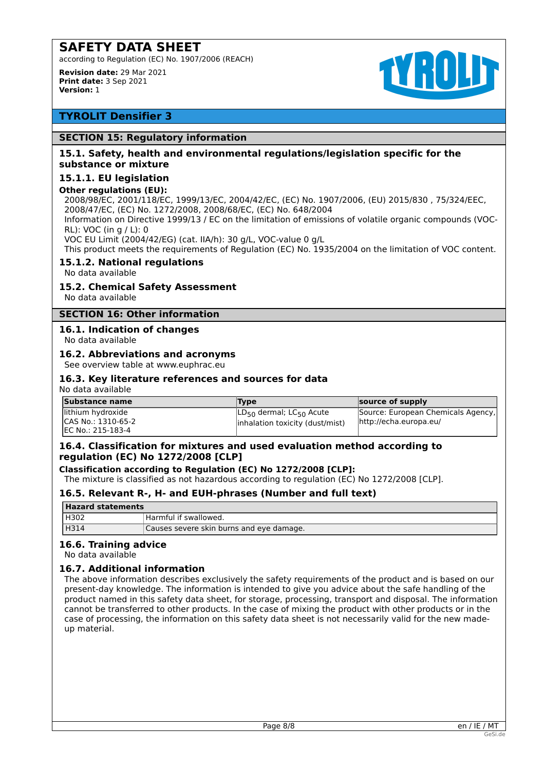# SAFETY DATA SHEET

according to Regulation (EC) No. 1907/2006 (REACH)

**Revision date:** 29 Mar 2021
**Print date:** 3 Sep 2021
**Version:** 1

## TYROLIT Densifier 3

## SECTION 15: Regulatory information

### 15.1. Safety, health and environmental regulations/legislation specific for the substance or mixture

### 15.1.1. EU legislation

**Other regulations (EU):**

2008/98/EC, 2001/118/EC, 1999/13/EC, 2004/42/EC, (EC) No. 1907/2006, (EU) 2015/830 , 75/324/EEC, 2008/47/EC, (EC) No. 1272/2008, 2008/68/EC, (EC) No. 648/2004

Information on Directive 1999/13 / EC on the limitation of emissions of volatile organic compounds (VOC-RL): VOC (in g / L): 0

VOC EU Limit (2004/42/EG) (cat. IIA/h): 30 g/L, VOC-value 0 g/L

This product meets the requirements of Regulation (EC) No. 1935/2004 on the limitation of VOC content.

### 15.1.2. National regulations

No data available

### 15.2. Chemical Safety Assessment

No data available

## SECTION 16: Other information

### 16.1. Indication of changes

No data available

### 16.2. Abbreviations and acronyms

See overview table at www.euphrac.eu

### 16.3. Key literature references and sources for data

No data available

| Substance name | Type | source of supply |
|---|---|---|
| lithium hydroxide<br>CAS No.: 1310-65-2<br>EC No.: 215-183-4 | $LD_{50}$ dermal; $LC_{50}$ Acute inhalation toxicity (dust/mist) | Source: European Chemicals Agency, http://echa.europa.eu/ |

### 16.4. Classification for mixtures and used evaluation method according to regulation (EC) No 1272/2008 [CLP]

**Classification according to Regulation (EC) No 1272/2008 [CLP]:**

The mixture is classified as not hazardous according to regulation (EC) No 1272/2008 [CLP].

### 16.5. Relevant R-, H- and EUH-phrases (Number and full text)

| Hazard statements | |
|---|---|
| H302 | Harmful if swallowed. |
| H314 | Causes severe skin burns and eye damage. |

### 16.6. Training advice

No data available

### 16.7. Additional information

The above information describes exclusively the safety requirements of the product and is based on our present-day knowledge. The information is intended to give you advice about the safe handling of the product named in this safety data sheet, for storage, processing, transport and disposal. The information cannot be transferred to other products. In the case of mixing the product with other products or in the case of processing, the information on this safety data sheet is not necessarily valid for the new made-up material.